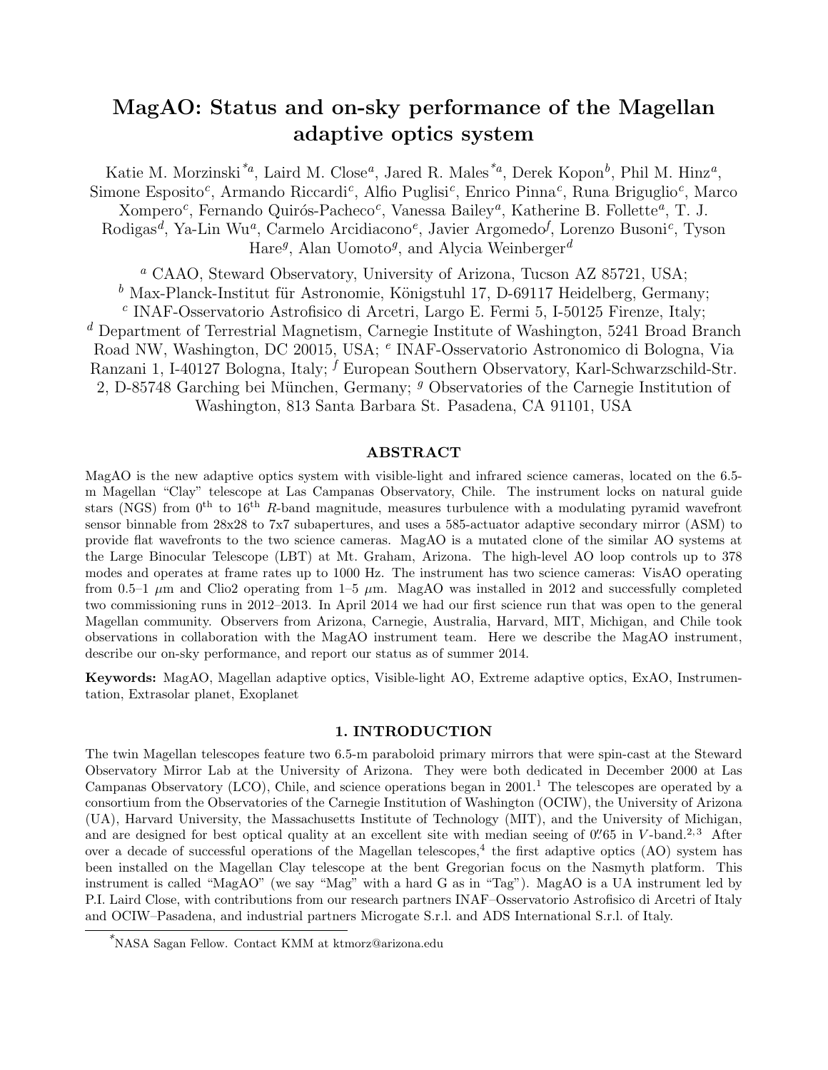# MagAO: Status and on-sky performance of the Magellan adaptive optics system

Katie M. Morzinski*[a], Laird M. Close[a], Jared R. Males*[a], Derek Kopon[b], Phil M. Hinz[a], Simone Esposito[c], Armando Riccardi[c], Alfio Puglisi[c], Enrico Pinna[c], Runa Briguglio[c], Marco Xompero[c], Fernando Quirós-Pacheco[c], Vanessa Bailey[a], Katherine B. Follette[a], T. J. Rodigas[d], Ya-Lin Wu[a], Carmelo Arcidiacono[e], Javier Argomedo[f], Lorenzo Busoni[c], Tyson Hare[g], Alan Uomoto[g], and Alycia Weinberger[d]

[a] CAAO, Steward Observatory, University of Arizona, Tucson AZ 85721, USA;
[b] Max-Planck-Institut für Astronomie, Königstuhl 17, D-69117 Heidelberg, Germany;
[c] INAF-Osservatorio Astrofisico di Arcetri, Largo E. Fermi 5, I-50125 Firenze, Italy;
[d] Department of Terrestrial Magnetism, Carnegie Institute of Washington, 5241 Broad Branch Road NW, Washington, DC 20015, USA; [e] INAF-Osservatorio Astronomico di Bologna, Via Ranzani 1, I-40127 Bologna, Italy; [f] European Southern Observatory, Karl-Schwarzschild-Str. 2, D-85748 Garching bei München, Germany; [g] Observatories of the Carnegie Institution of Washington, 813 Santa Barbara St. Pasadena, CA 91101, USA

## ABSTRACT

MagAO is the new adaptive optics system with visible-light and infrared science cameras, located on the 6.5-m Magellan "Clay" telescope at Las Campanas Observatory, Chile. The instrument locks on natural guide stars (NGS) from $0^{\text{th}}$ to $16^{\text{th}}$ $R$-band magnitude, measures turbulence with a modulating pyramid wavefront sensor binnable from 28x28 to 7x7 subapertures, and uses a 585-actuator adaptive secondary mirror (ASM) to provide flat wavefronts to the two science cameras. MagAO is a mutated clone of the similar AO systems at the Large Binocular Telescope (LBT) at Mt. Graham, Arizona. The high-level AO loop controls up to 378 modes and operates at frame rates up to 1000 Hz. The instrument has two science cameras: VisAO operating from 0.5–1 $\mu$m and Clio2 operating from 1–5 $\mu$m. MagAO was installed in 2012 and successfully completed two commissioning runs in 2012–2013. In April 2014 we had our first science run that was open to the general Magellan community. Observers from Arizona, Carnegie, Australia, Harvard, MIT, Michigan, and Chile took observations in collaboration with the MagAO instrument team. Here we describe the MagAO instrument, describe our on-sky performance, and report our status as of summer 2014.

**Keywords:** MagAO, Magellan adaptive optics, Visible-light AO, Extreme adaptive optics, ExAO, Instrumentation, Extrasolar planet, Exoplanet

## 1. INTRODUCTION

The twin Magellan telescopes feature two 6.5-m paraboloid primary mirrors that were spin-cast at the Steward Observatory Mirror Lab at the University of Arizona. They were both dedicated in December 2000 at Las Campanas Observatory (LCO), Chile, and science operations began in 2001.[1] The telescopes are operated by a consortium from the Observatories of the Carnegie Institution of Washington (OCIW), the University of Arizona (UA), Harvard University, the Massachusetts Institute of Technology (MIT), and the University of Michigan, and are designed for best optical quality at an excellent site with median seeing of 0.″65 in $V$-band.[2,3] After over a decade of successful operations of the Magellan telescopes,[4] the first adaptive optics (AO) system has been installed on the Magellan Clay telescope at the bent Gregorian focus on the Nasmyth platform. This instrument is called "MagAO" (we say "Mag" with a hard G as in "Tag"). MagAO is a UA instrument led by P.I. Laird Close, with contributions from our research partners INAF–Osservatorio Astrofisico di Arcetri of Italy and OCIW–Pasadena, and industrial partners Microgate S.r.l. and ADS International S.r.l. of Italy.

*NASA Sagan Fellow. Contact KMM at ktmorz@arizona.edu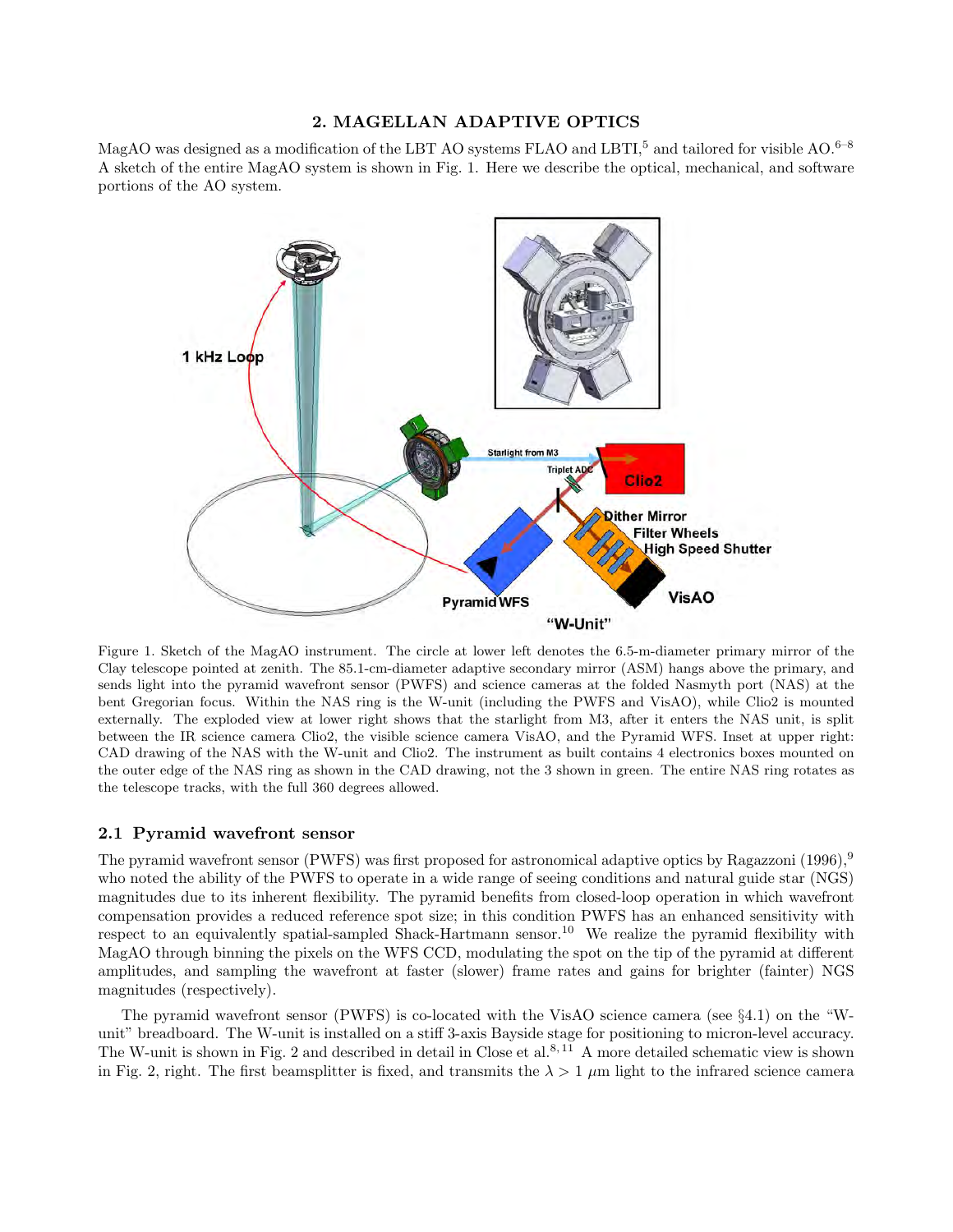## 2. MAGELLAN ADAPTIVE OPTICS

MagAO was designed as a modification of the LBT AO systems FLAO and LBTI,[5] and tailored for visible AO.[6–8] A sketch of the entire MagAO system is shown in Fig. 1. Here we describe the optical, mechanical, and software portions of the AO system.

1 kHz Loop

Starlight from M3

Triplet ADC

Clio2

Dither Mirror

Filter Wheels

High Speed Shutter

Pyramid WFS

VisAO

"W-Unit"

Figure 1. Sketch of the MagAO instrument. The circle at lower left denotes the 6.5-m-diameter primary mirror of the Clay telescope pointed at zenith. The 85.1-cm-diameter adaptive secondary mirror (ASM) hangs above the primary, and sends light into the pyramid wavefront sensor (PWFS) and science cameras at the folded Nasmyth port (NAS) at the bent Gregorian focus. Within the NAS ring is the W-unit (including the PWFS and VisAO), while Clio2 is mounted externally. The exploded view at lower right shows that the starlight from M3, after it enters the NAS unit, is split between the IR science camera Clio2, the visible science camera VisAO, and the Pyramid WFS. Inset at upper right: CAD drawing of the NAS with the W-unit and Clio2. The instrument as built contains 4 electronics boxes mounted on the outer edge of the NAS ring as shown in the CAD drawing, not the 3 shown in green. The entire NAS ring rotates as the telescope tracks, with the full 360 degrees allowed.

### 2.1 Pyramid wavefront sensor

The pyramid wavefront sensor (PWFS) was first proposed for astronomical adaptive optics by Ragazzoni (1996),[9] who noted the ability of the PWFS to operate in a wide range of seeing conditions and natural guide star (NGS) magnitudes due to its inherent flexibility. The pyramid benefits from closed-loop operation in which wavefront compensation provides a reduced reference spot size; in this condition PWFS has an enhanced sensitivity with respect to an equivalently spatial-sampled Shack-Hartmann sensor.[10] We realize the pyramid flexibility with MagAO through binning the pixels on the WFS CCD, modulating the spot on the tip of the pyramid at different amplitudes, and sampling the wavefront at faster (slower) frame rates and gains for brighter (fainter) NGS magnitudes (respectively).

The pyramid wavefront sensor (PWFS) is co-located with the VisAO science camera (see §4.1) on the "W-unit" breadboard. The W-unit is installed on a stiff 3-axis Bayside stage for positioning to micron-level accuracy. The W-unit is shown in Fig. 2 and described in detail in Close et al.[8,11] A more detailed schematic view is shown in Fig. 2, right. The first beamsplitter is fixed, and transmits the $\lambda > 1$ $\mu$m light to the infrared science camera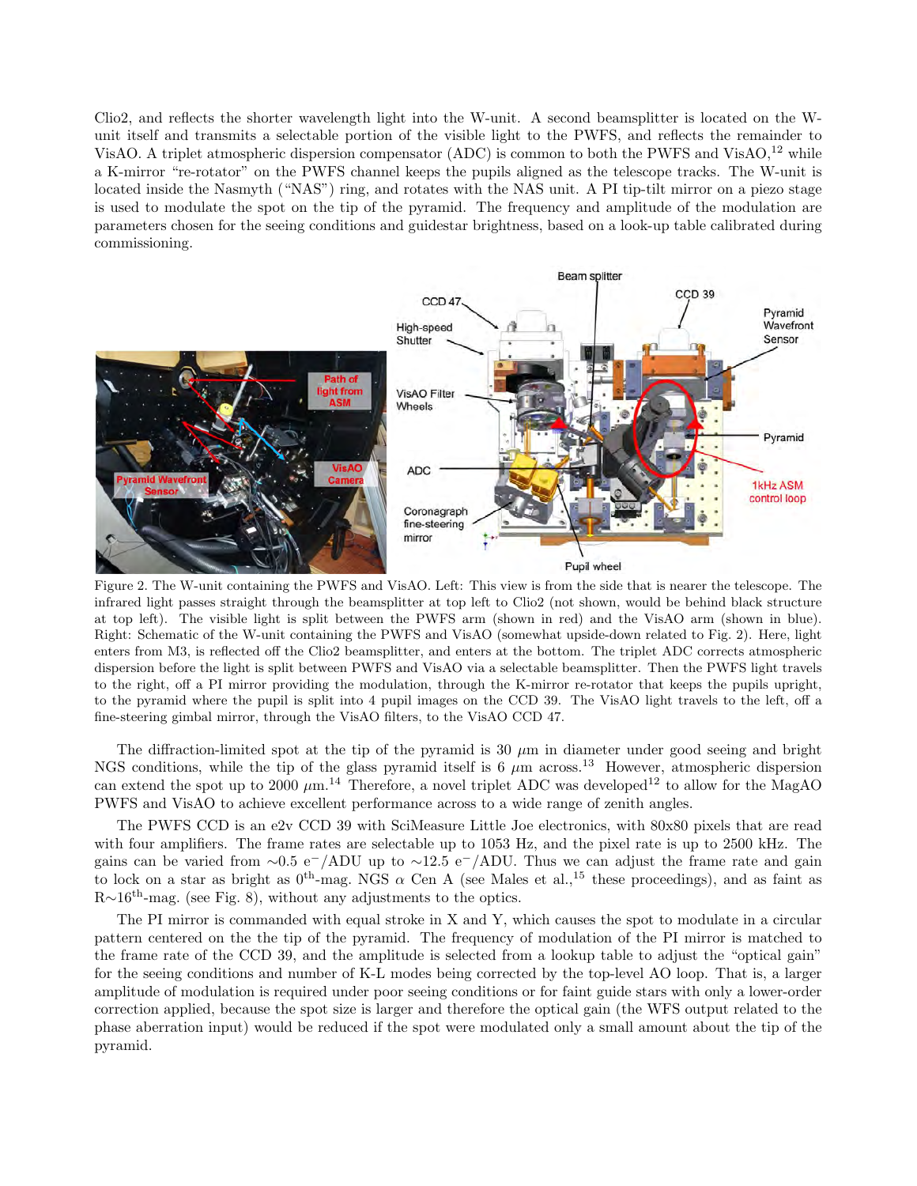Clio2, and reflects the shorter wavelength light into the W-unit. A second beamsplitter is located on the W-unit itself and transmits a selectable portion of the visible light to the PWFS, and reflects the remainder to VisAO. A triplet atmospheric dispersion compensator (ADC) is common to both the PWFS and VisAO,[12] while a K-mirror "re-rotator" on the PWFS channel keeps the pupils aligned as the telescope tracks. The W-unit is located inside the Nasmyth ("NAS") ring, and rotates with the NAS unit. A PI tip-tilt mirror on a piezo stage is used to modulate the spot on the tip of the pyramid. The frequency and amplitude of the modulation are parameters chosen for the seeing conditions and guidestar brightness, based on a look-up table calibrated during commissioning.

Path of light from ASM

VisAO Camera

Pyramid Wavefront Sensor

Beam splitter

CCD 47

CCD 39

High-speed Shutter

Pyramid Wavefront Sensor

VisAO Filter Wheels

Pyramid

ADC

1kHz ASM control loop

Coronagraph fine-steering mirror

Pupil wheel

Figure 2. The W-unit containing the PWFS and VisAO. Left: This view is from the side that is nearer the telescope. The infrared light passes straight through the beamsplitter at top left to Clio2 (not shown, would be behind black structure at top left). The visible light is split between the PWFS arm (shown in red) and the VisAO arm (shown in blue). Right: Schematic of the W-unit containing the PWFS and VisAO (somewhat upside-down related to Fig. 2). Here, light enters from M3, is reflected off the Clio2 beamsplitter, and enters at the bottom. The triplet ADC corrects atmospheric dispersion before the light is split between PWFS and VisAO via a selectable beamsplitter. Then the PWFS light travels to the right, off a PI mirror providing the modulation, through the K-mirror re-rotator that keeps the pupils upright, to the pyramid where the pupil is split into 4 pupil images on the CCD 39. The VisAO light travels to the left, off a fine-steering gimbal mirror, through the VisAO filters, to the VisAO CCD 47.

The diffraction-limited spot at the tip of the pyramid is 30 $\mu$m in diameter under good seeing and bright NGS conditions, while the tip of the glass pyramid itself is 6 $\mu$m across.[13] However, atmospheric dispersion can extend the spot up to 2000 $\mu$m.[14] Therefore, a novel triplet ADC was developed[12] to allow for the MagAO PWFS and VisAO to achieve excellent performance across to a wide range of zenith angles.

The PWFS CCD is an e2v CCD 39 with SciMeasure Little Joe electronics, with 80x80 pixels that are read with four amplifiers. The frame rates are selectable up to 1053 Hz, and the pixel rate is up to 2500 kHz. The gains can be varied from $\sim$0.5 e$^-$/ADU up to $\sim$12.5 e$^-$/ADU. Thus we can adjust the frame rate and gain to lock on a star as bright as 0$^{\text{th}}$-mag. NGS $\alpha$ Cen A (see Males et al.,[15] these proceedings), and as faint as R$\sim$16$^{\text{th}}$-mag. (see Fig. 8), without any adjustments to the optics.

The PI mirror is commanded with equal stroke in X and Y, which causes the spot to modulate in a circular pattern centered on the the tip of the pyramid. The frequency of modulation of the PI mirror is matched to the frame rate of the CCD 39, and the amplitude is selected from a lookup table to adjust the "optical gain" for the seeing conditions and number of K-L modes being corrected by the top-level AO loop. That is, a larger amplitude of modulation is required under poor seeing conditions or for faint guide stars with only a lower-order correction applied, because the spot size is larger and therefore the optical gain (the WFS output related to the phase aberration input) would be reduced if the spot were modulated only a small amount about the tip of the pyramid.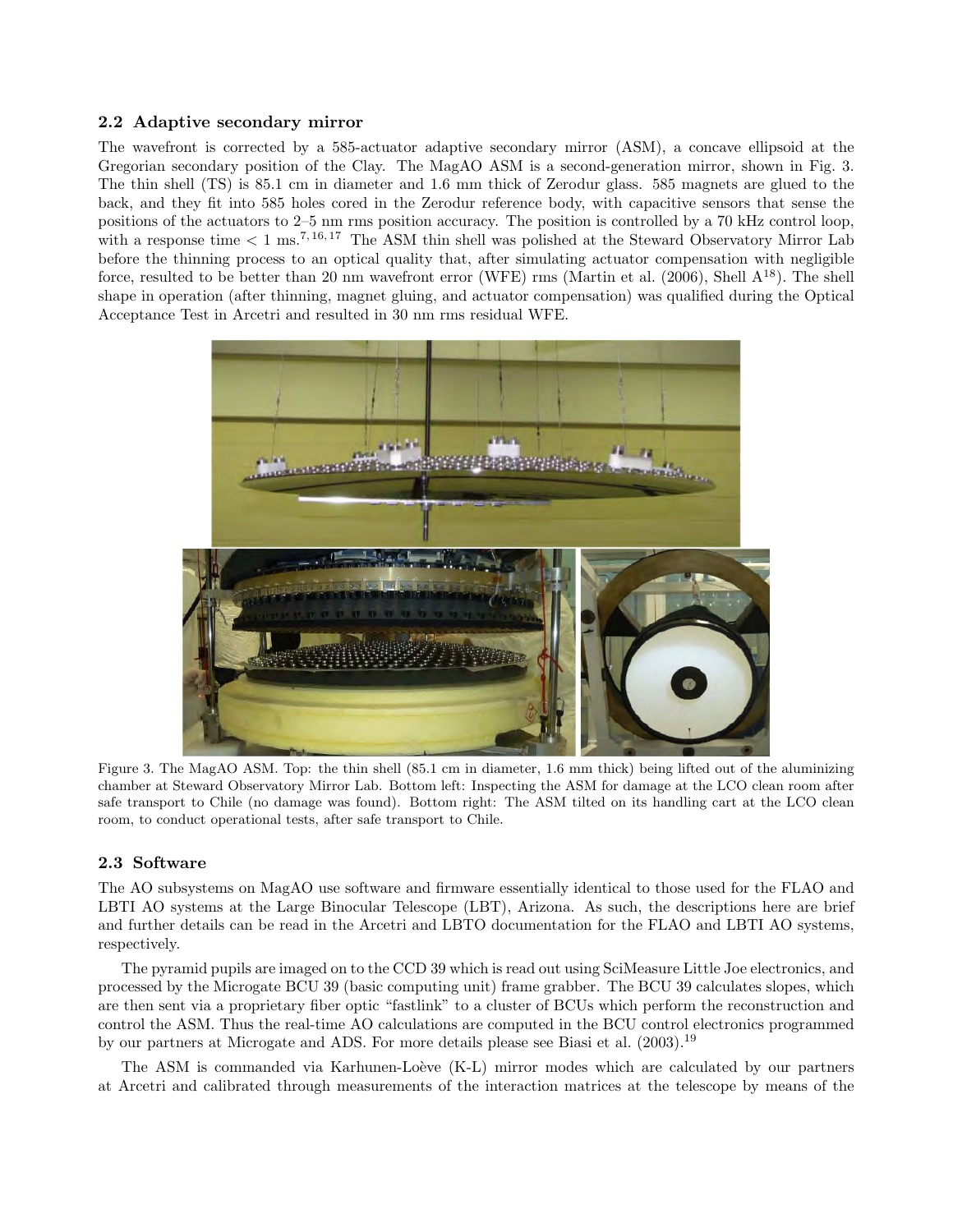### 2.2 Adaptive secondary mirror

The wavefront is corrected by a 585-actuator adaptive secondary mirror (ASM), a concave ellipsoid at the Gregorian secondary position of the Clay. The MagAO ASM is a second-generation mirror, shown in Fig. 3. The thin shell (TS) is 85.1 cm in diameter and 1.6 mm thick of Zerodur glass. 585 magnets are glued to the back, and they fit into 585 holes cored in the Zerodur reference body, with capacitive sensors that sense the positions of the actuators to 2–5 nm rms position accuracy. The position is controlled by a 70 kHz control loop, with a response time $< 1$ ms.[7,16,17] The ASM thin shell was polished at the Steward Observatory Mirror Lab before the thinning process to an optical quality that, after simulating actuator compensation with negligible force, resulted to be better than 20 nm wavefront error (WFE) rms (Martin et al. (2006), Shell A[18]). The shell shape in operation (after thinning, magnet gluing, and actuator compensation) was qualified during the Optical Acceptance Test in Arcetri and resulted in 30 nm rms residual WFE.

Figure 3. The MagAO ASM. Top: the thin shell (85.1 cm in diameter, 1.6 mm thick) being lifted out of the aluminizing chamber at Steward Observatory Mirror Lab. Bottom left: Inspecting the ASM for damage at the LCO clean room after safe transport to Chile (no damage was found). Bottom right: The ASM tilted on its handling cart at the LCO clean room, to conduct operational tests, after safe transport to Chile.

### 2.3 Software

The AO subsystems on MagAO use software and firmware essentially identical to those used for the FLAO and LBTI AO systems at the Large Binocular Telescope (LBT), Arizona. As such, the descriptions here are brief and further details can be read in the Arcetri and LBTO documentation for the FLAO and LBTI AO systems, respectively.

The pyramid pupils are imaged on to the CCD 39 which is read out using SciMeasure Little Joe electronics, and processed by the Microgate BCU 39 (basic computing unit) frame grabber. The BCU 39 calculates slopes, which are then sent via a proprietary fiber optic "fastlink" to a cluster of BCUs which perform the reconstruction and control the ASM. Thus the real-time AO calculations are computed in the BCU control electronics programmed by our partners at Microgate and ADS. For more details please see Biasi et al. (2003).[19]

The ASM is commanded via Karhunen-Loève (K-L) mirror modes which are calculated by our partners at Arcetri and calibrated through measurements of the interaction matrices at the telescope by means of the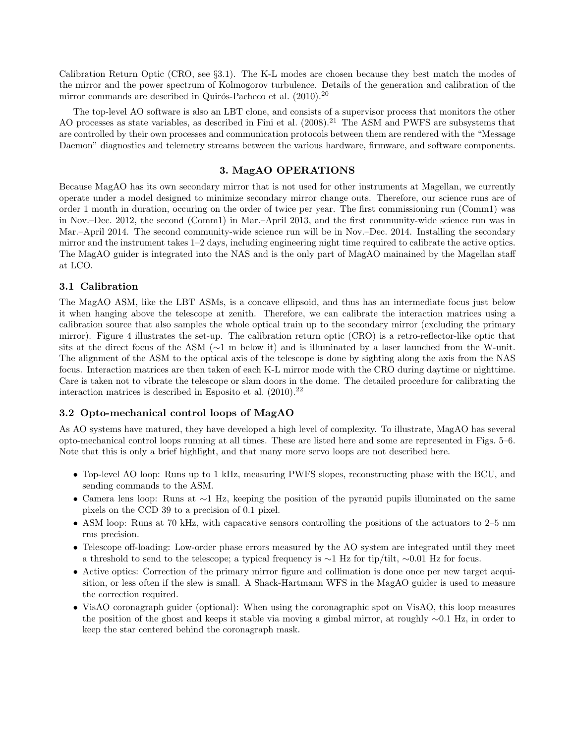Calibration Return Optic (CRO, see §3.1). The K-L modes are chosen because they best match the modes of the mirror and the power spectrum of Kolmogorov turbulence. Details of the generation and calibration of the mirror commands are described in Quirós-Pacheco et al. (2010).[20]

The top-level AO software is also an LBT clone, and consists of a supervisor process that monitors the other AO processes as state variables, as described in Fini et al. (2008).[21] The ASM and PWFS are subsystems that are controlled by their own processes and communication protocols between them are rendered with the "Message Daemon" diagnostics and telemetry streams between the various hardware, firmware, and software components.

## 3. MagAO OPERATIONS

Because MagAO has its own secondary mirror that is not used for other instruments at Magellan, we currently operate under a model designed to minimize secondary mirror change outs. Therefore, our science runs are of order 1 month in duration, occuring on the order of twice per year. The first commissioning run (Comm1) was in Nov.–Dec. 2012, the second (Comm1) in Mar.–April 2013, and the first community-wide science run was in Mar.–April 2014. The second community-wide science run will be in Nov.–Dec. 2014. Installing the secondary mirror and the instrument takes 1–2 days, including engineering night time required to calibrate the active optics. The MagAO guider is integrated into the NAS and is the only part of MagAO mainained by the Magellan staff at LCO.

### 3.1 Calibration

The MagAO ASM, like the LBT ASMs, is a concave ellipsoid, and thus has an intermediate focus just below it when hanging above the telescope at zenith. Therefore, we can calibrate the interaction matrices using a calibration source that also samples the whole optical train up to the secondary mirror (excluding the primary mirror). Figure 4 illustrates the set-up. The calibration return optic (CRO) is a retro-reflector-like optic that sits at the direct focus of the ASM (∼1 m below it) and is illuminated by a laser launched from the W-unit. The alignment of the ASM to the optical axis of the telescope is done by sighting along the axis from the NAS focus. Interaction matrices are then taken of each K-L mirror mode with the CRO during daytime or nighttime. Care is taken not to vibrate the telescope or slam doors in the dome. The detailed procedure for calibrating the interaction matrices is described in Esposito et al. (2010).[22]

### 3.2 Opto-mechanical control loops of MagAO

As AO systems have matured, they have developed a high level of complexity. To illustrate, MagAO has several opto-mechanical control loops running at all times. These are listed here and some are represented in Figs. 5–6. Note that this is only a brief highlight, and that many more servo loops are not described here.

- Top-level AO loop: Runs up to 1 kHz, measuring PWFS slopes, reconstructing phase with the BCU, and sending commands to the ASM.
- Camera lens loop: Runs at ∼1 Hz, keeping the position of the pyramid pupils illuminated on the same pixels on the CCD 39 to a precision of 0.1 pixel.
- ASM loop: Runs at 70 kHz, with capacative sensors controlling the positions of the actuators to 2–5 nm rms precision.
- Telescope off-loading: Low-order phase errors measured by the AO system are integrated until they meet a threshold to send to the telescope; a typical frequency is ∼1 Hz for tip/tilt, ∼0.01 Hz for focus.
- Active optics: Correction of the primary mirror figure and collimation is done once per new target acquisition, or less often if the slew is small. A Shack-Hartmann WFS in the MagAO guider is used to measure the correction required.
- VisAO coronagraph guider (optional): When using the coronagraphic spot on VisAO, this loop measures the position of the ghost and keeps it stable via moving a gimbal mirror, at roughly ∼0.1 Hz, in order to keep the star centered behind the coronagraph mask.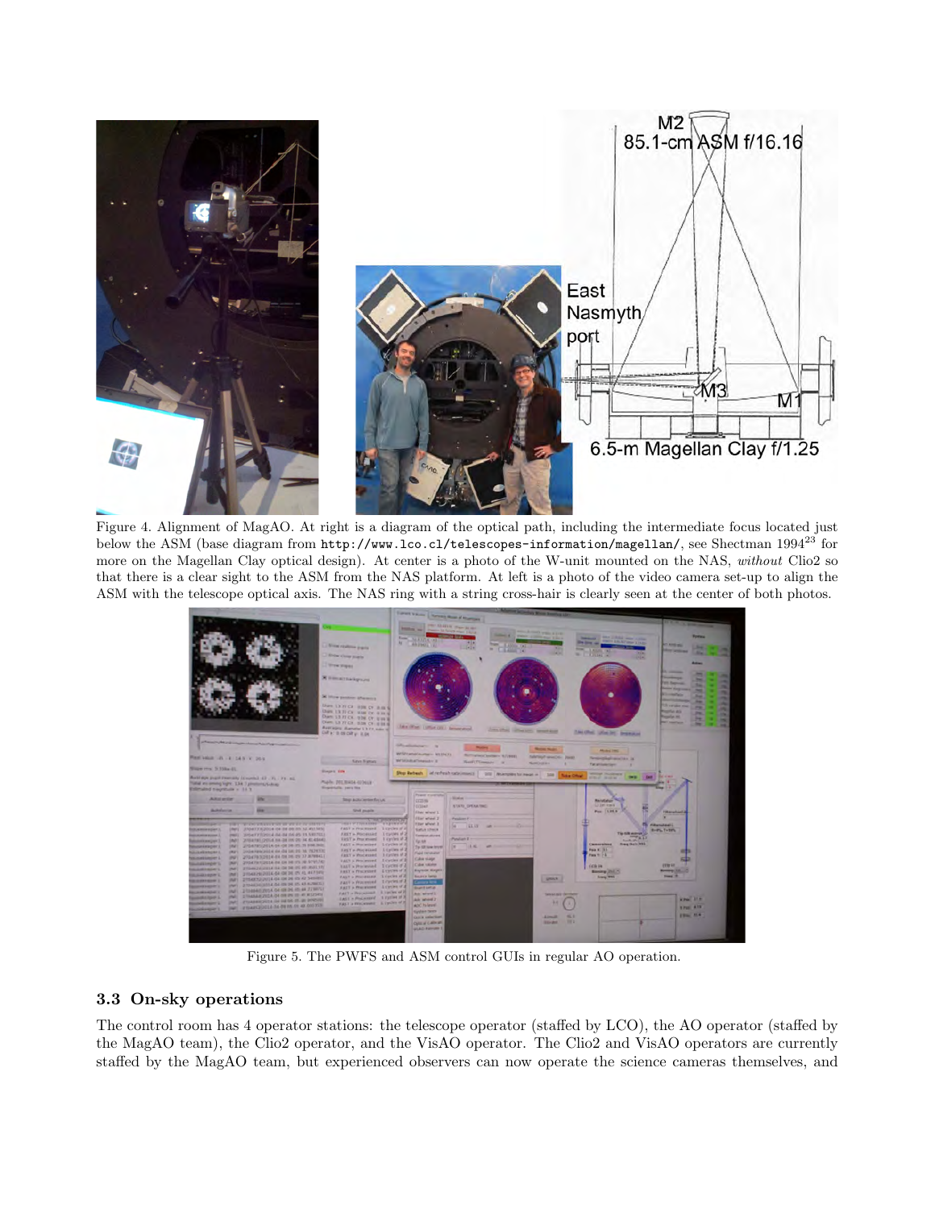M2
85.1-cm ASM f/16.16

East
Nasmyth
port

M3
M1

6.5-m Magellan Clay f/1.25

Figure 4. Alignment of MagAO. At right is a diagram of the optical path, including the intermediate focus located just below the ASM (base diagram from `http://www.lco.cl/telescopes-information/magellan/`, see Shectman 1994[23] for more on the Magellan Clay optical design). At center is a photo of the W-unit mounted on the NAS, *without* Clio2 so that there is a clear sight to the ASM from the NAS platform. At left is a photo of the video camera set-up to align the ASM with the telescope optical axis. The NAS ring with a string cross-hair is clearly seen at the center of both photos.

Figure 5. The PWFS and ASM control GUIs in regular AO operation.

### 3.3 On-sky operations

The control room has 4 operator stations: the telescope operator (staffed by LCO), the AO operator (staffed by the MagAO team), the Clio2 operator, and the VisAO operator. The Clio2 and VisAO operators are currently staffed by the MagAO team, but experienced observers can now operate the science cameras themselves, and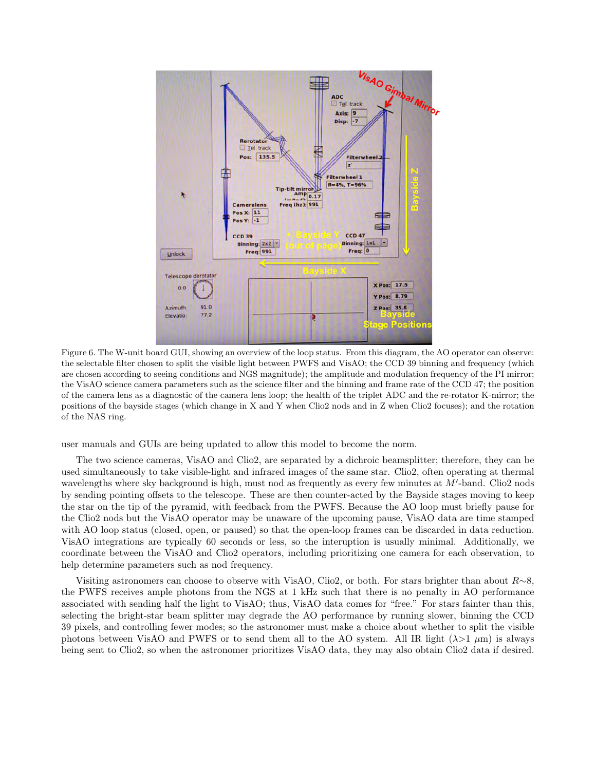Figure 6. The W-unit board GUI, showing an overview of the loop status. From this diagram, the AO operator can observe: the selectable filter chosen to split the visible light between PWFS and VisAO; the CCD 39 binning and frequency (which are chosen according to seeing conditions and NGS magnitude); the amplitude and modulation frequency of the PI mirror; the VisAO science camera parameters such as the science filter and the binning and frame rate of the CCD 47; the position of the camera lens as a diagnostic of the camera lens loop; the health of the triplet ADC and the re-rotator K-mirror; the positions of the bayside stages (which change in X and Y when Clio2 nods and in Z when Clio2 focuses); and the rotation of the NAS ring.

user manuals and GUIs are being updated to allow this model to become the norm.

The two science cameras, VisAO and Clio2, are separated by a dichroic beamsplitter; therefore, they can be used simultaneously to take visible-light and infrared images of the same star. Clio2, often operating at thermal wavelengths where sky background is high, must nod as frequently as every few minutes at $M'$-band. Clio2 nods by sending pointing offsets to the telescope. These are then counter-acted by the Bayside stages moving to keep the star on the tip of the pyramid, with feedback from the PWFS. Because the AO loop must briefly pause for the Clio2 nods but the VisAO operator may be unaware of the upcoming pause, VisAO data are time stamped with AO loop status (closed, open, or paused) so that the open-loop frames can be discarded in data reduction. VisAO integrations are typically 60 seconds or less, so the interuption is usually minimal. Additionally, we coordinate between the VisAO and Clio2 operators, including prioritizing one camera for each observation, to help determine parameters such as nod frequency.

Visiting astronomers can choose to observe with VisAO, Clio2, or both. For stars brighter than about $R{\sim}8$, the PWFS receives ample photons from the NGS at 1 kHz such that there is no penalty in AO performance associated with sending half the light to VisAO; thus, VisAO data comes for "free." For stars fainter than this, selecting the bright-star beam splitter may degrade the AO performance by running slower, binning the CCD 39 pixels, and controlling fewer modes; so the astronomer must make a choice about whether to split the visible photons between VisAO and PWFS or to send them all to the AO system. All IR light ($\lambda{>}1$ $\mu$m) is always being sent to Clio2, so when the astronomer prioritizes VisAO data, they may also obtain Clio2 data if desired.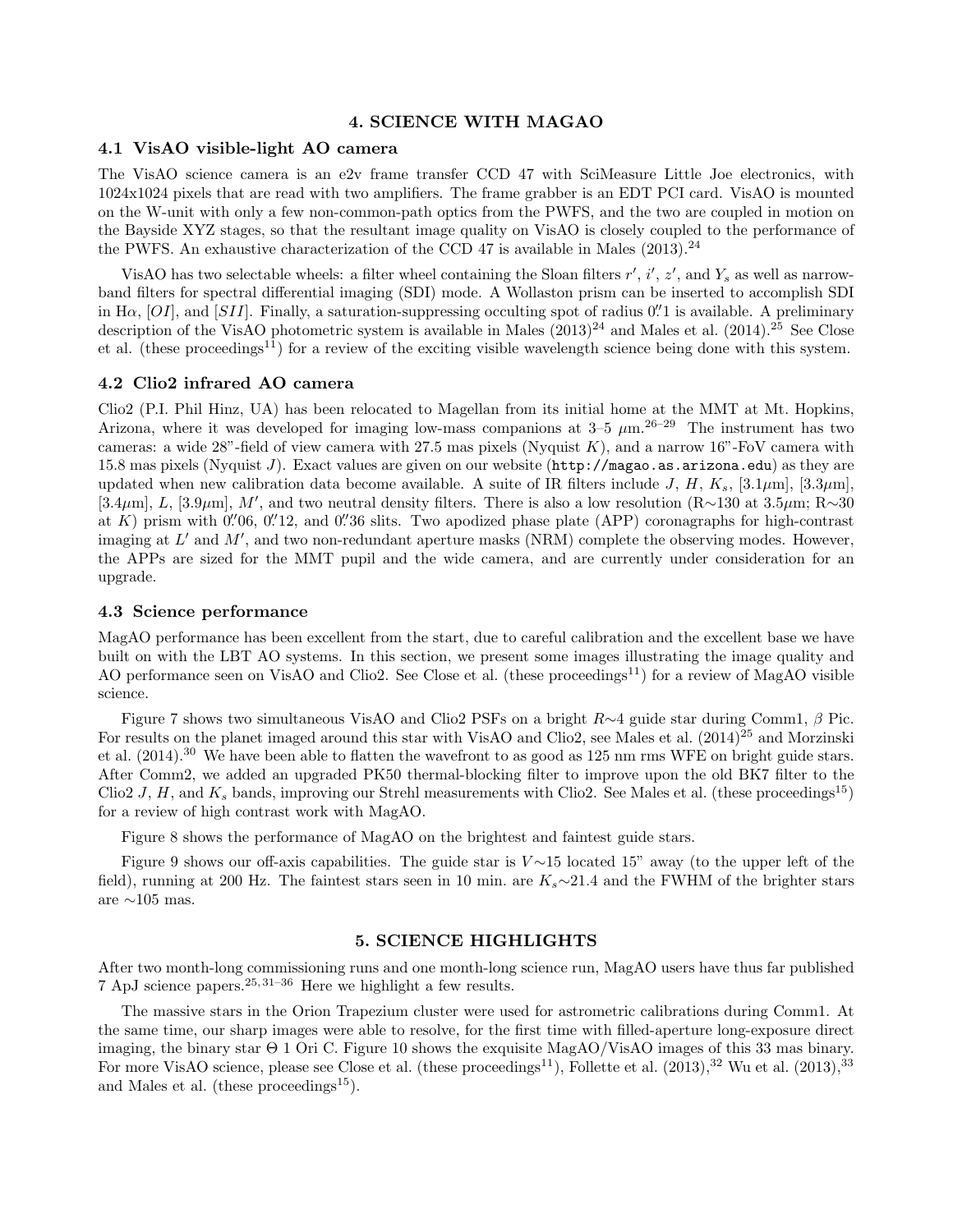## 4. SCIENCE WITH MAGAO

### 4.1 VisAO visible-light AO camera

The VisAO science camera is an e2v frame transfer CCD 47 with SciMeasure Little Joe electronics, with 1024x1024 pixels that are read with two amplifiers. The frame grabber is an EDT PCI card. VisAO is mounted on the W-unit with only a few non-common-path optics from the PWFS, and the two are coupled in motion on the Bayside XYZ stages, so that the resultant image quality on VisAO is closely coupled to the performance of the PWFS. An exhaustive characterization of the CCD 47 is available in Males (2013).[24]

VisAO has two selectable wheels: a filter wheel containing the Sloan filters $r'$, $i'$, $z'$, and $Y_s$ as well as narrow-band filters for spectral differential imaging (SDI) mode. A Wollaston prism can be inserted to accomplish SDI in Hα, [$OI$], and [$SII$]. Finally, a saturation-suppressing occulting spot of radius 0.″1 is available. A preliminary description of the VisAO photometric system is available in Males (2013)[24] and Males et al. (2014).[25] See Close et al. (these proceedings[11]) for a review of the exciting visible wavelength science being done with this system.

### 4.2 Clio2 infrared AO camera

Clio2 (P.I. Phil Hinz, UA) has been relocated to Magellan from its initial home at the MMT at Mt. Hopkins, Arizona, where it was developed for imaging low-mass companions at 3–5 $\mu$m.[26–29] The instrument has two cameras: a wide 28"-field of view camera with 27.5 mas pixels (Nyquist $K$), and a narrow 16"-FoV camera with 15.8 mas pixels (Nyquist $J$). Exact values are given on our website (http://magao.as.arizona.edu) as they are updated when new calibration data become available. A suite of IR filters include $J$, $H$, $K_s$, [3.1$\mu$m], [3.3$\mu$m], [3.4$\mu$m], $L$, [3.9$\mu$m], $M'$, and two neutral density filters. There is also a low resolution (R∼130 at 3.5$\mu$m; R∼30 at $K$) prism with 0.″06, 0.″12, and 0.″36 slits. Two apodized phase plate (APP) coronagraphs for high-contrast imaging at $L'$ and $M'$, and two non-redundant aperture masks (NRM) complete the observing modes. However, the APPs are sized for the MMT pupil and the wide camera, and are currently under consideration for an upgrade.

### 4.3 Science performance

MagAO performance has been excellent from the start, due to careful calibration and the excellent base we have built on with the LBT AO systems. In this section, we present some images illustrating the image quality and AO performance seen on VisAO and Clio2. See Close et al. (these proceedings[11]) for a review of MagAO visible science.

Figure 7 shows two simultaneous VisAO and Clio2 PSFs on a bright $R$∼4 guide star during Comm1, $\beta$ Pic. For results on the planet imaged around this star with VisAO and Clio2, see Males et al. (2014)[25] and Morzinski et al. (2014).[30] We have been able to flatten the wavefront to as good as 125 nm rms WFE on bright guide stars. After Comm2, we added an upgraded PK50 thermal-blocking filter to improve upon the old BK7 filter to the Clio2 $J$, $H$, and $K_s$ bands, improving our Strehl measurements with Clio2. See Males et al. (these proceedings[15]) for a review of high contrast work with MagAO.

Figure 8 shows the performance of MagAO on the brightest and faintest guide stars.

Figure 9 shows our off-axis capabilities. The guide star is $V$∼15 located 15" away (to the upper left of the field), running at 200 Hz. The faintest stars seen in 10 min. are $K_s$∼21.4 and the FWHM of the brighter stars are ∼105 mas.

## 5. SCIENCE HIGHLIGHTS

After two month-long commissioning runs and one month-long science run, MagAO users have thus far published 7 ApJ science papers.[25, 31–36] Here we highlight a few results.

The massive stars in the Orion Trapezium cluster were used for astrometric calibrations during Comm1. At the same time, our sharp images were able to resolve, for the first time with filled-aperture long-exposure direct imaging, the binary star Θ 1 Ori C. Figure 10 shows the exquisite MagAO/VisAO images of this 33 mas binary. For more VisAO science, please see Close et al. (these proceedings[11]), Follette et al. (2013),[32] Wu et al. (2013),[33] and Males et al. (these proceedings[15]).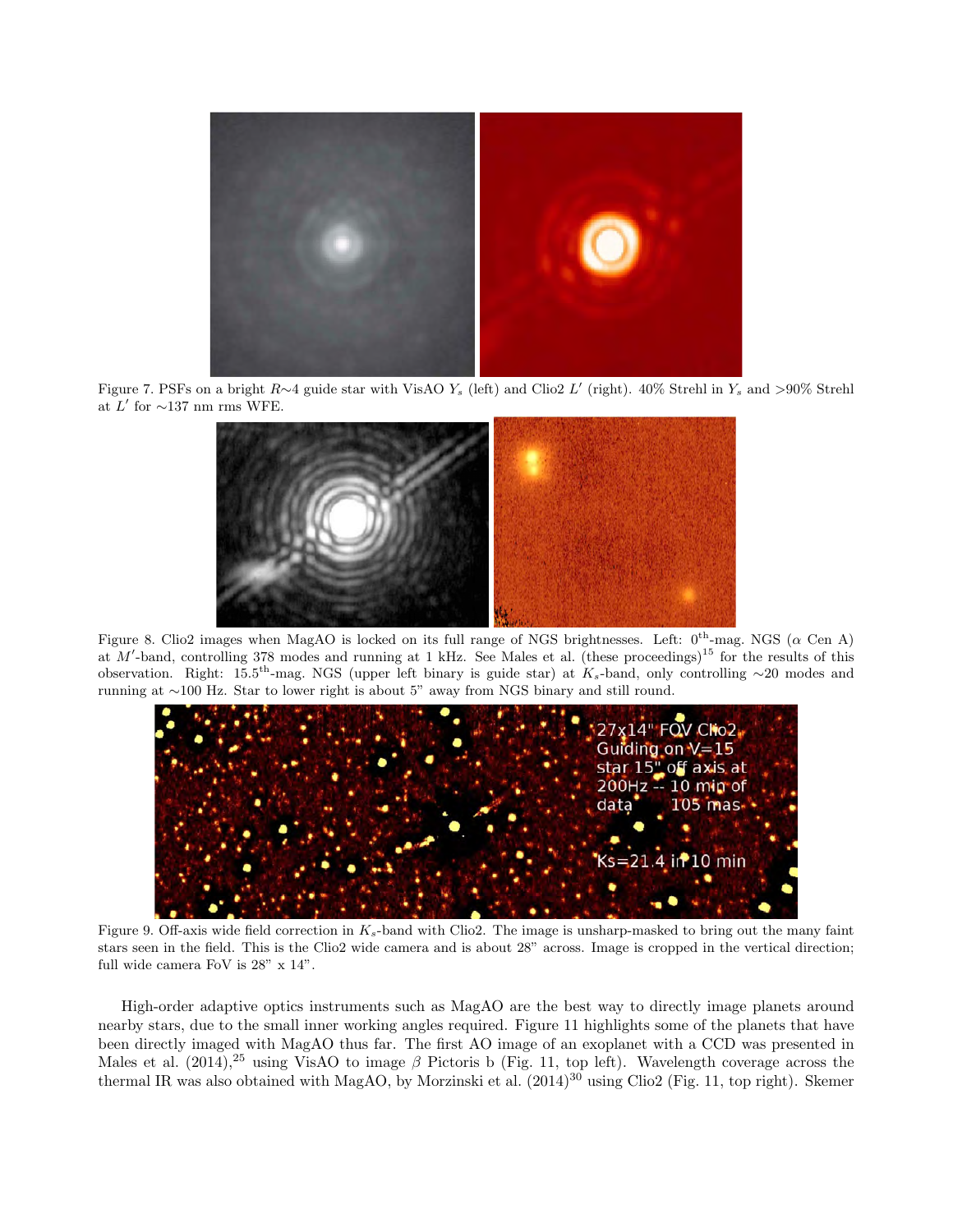Figure 7. PSFs on a bright $R \sim 4$ guide star with VisAO $Y_s$ (left) and Clio2 $L'$ (right). 40% Strehl in $Y_s$ and >90% Strehl at $L'$ for ~137 nm rms WFE.

Figure 8. Clio2 images when MagAO is locked on its full range of NGS brightnesses. Left: $0^{\text{th}}$-mag. NGS ($\alpha$ Cen A) at $M'$-band, controlling 378 modes and running at 1 kHz. See Males et al. (these proceedings)[15] for the results of this observation. Right: $15.5^{\text{th}}$-mag. NGS (upper left binary is guide star) at $K_s$-band, only controlling ~20 modes and running at ~100 Hz. Star to lower right is about 5" away from NGS binary and still round.

27x14" FOV Clio2
Guiding on V=15
star 15" off axis at
200Hz -- 10 min of
data 105 mas

Ks=21.4 in 10 min

Figure 9. Off-axis wide field correction in $K_s$-band with Clio2. The image is unsharp-masked to bring out the many faint stars seen in the field. This is the Clio2 wide camera and is about 28" across. Image is cropped in the vertical direction; full wide camera FoV is 28" x 14".

High-order adaptive optics instruments such as MagAO are the best way to directly image planets around nearby stars, due to the small inner working angles required. Figure 11 highlights some of the planets that have been directly imaged with MagAO thus far. The first AO image of an exoplanet with a CCD was presented in Males et al. (2014),[25] using VisAO to image $\beta$ Pictoris b (Fig. 11, top left). Wavelength coverage across the thermal IR was also obtained with MagAO, by Morzinski et al. (2014)[30] using Clio2 (Fig. 11, top right). Skemer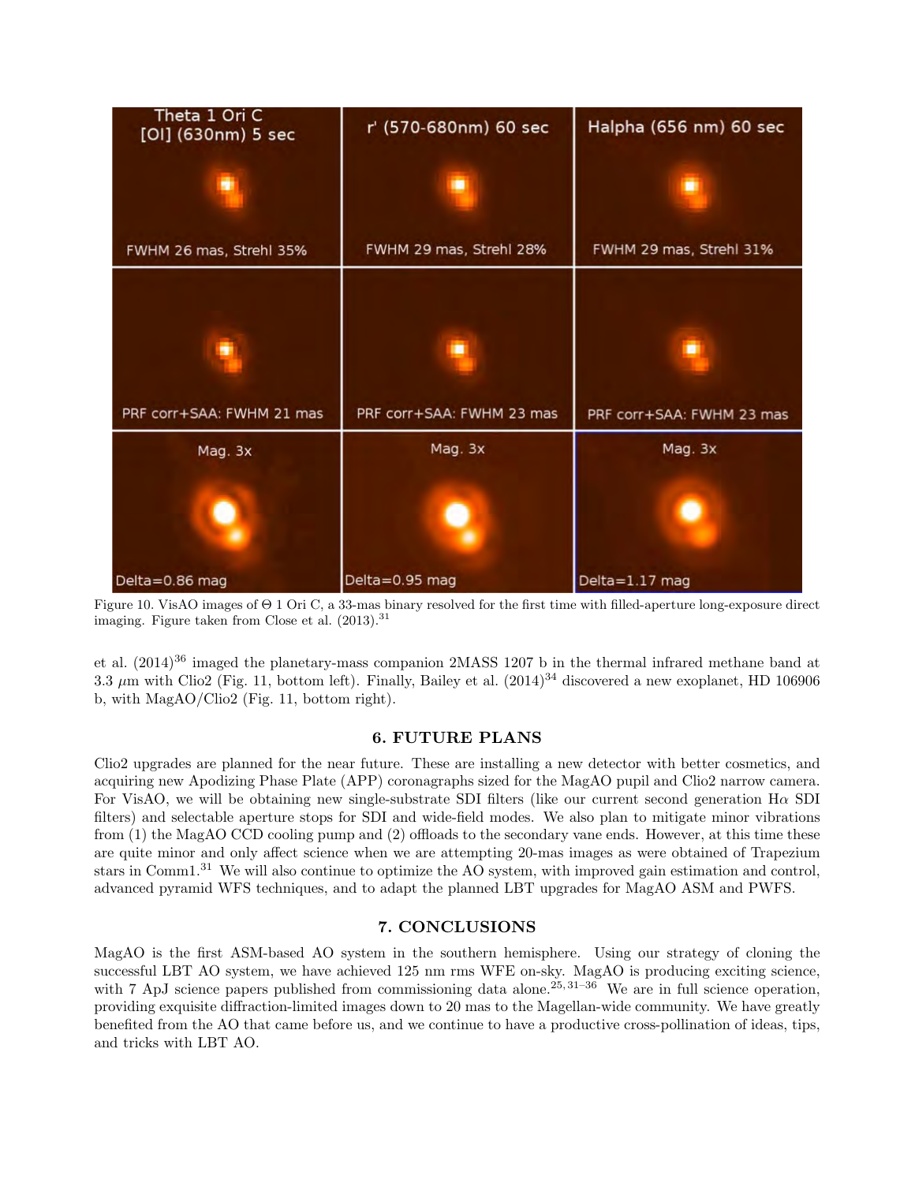Theta 1 Ori C
[OI] (630nm) 5 sec
FWHM 26 mas, Strehl 35%

r' (570-680nm) 60 sec
FWHM 29 mas, Strehl 28%

Halpha (656 nm) 60 sec
FWHM 29 mas, Strehl 31%

PRF corr+SAA: FWHM 21 mas

PRF corr+SAA: FWHM 23 mas

PRF corr+SAA: FWHM 23 mas

Mag. 3x
Delta=0.86 mag

Mag. 3x
Delta=0.95 mag

Mag. 3x
Delta=1.17 mag

Figure 10. VisAO images of Θ 1 Ori C, a 33-mas binary resolved for the first time with filled-aperture long-exposure direct imaging. Figure taken from Close et al. (2013).[31]

et al. (2014)[36] imaged the planetary-mass companion 2MASS 1207 b in the thermal infrared methane band at 3.3 $\mu$m with Clio2 (Fig. 11, bottom left). Finally, Bailey et al. (2014)[34] discovered a new exoplanet, HD 106906 b, with MagAO/Clio2 (Fig. 11, bottom right).

## 6. FUTURE PLANS

Clio2 upgrades are planned for the near future. These are installing a new detector with better cosmetics, and acquiring new Apodizing Phase Plate (APP) coronagraphs sized for the MagAO pupil and Clio2 narrow camera. For VisAO, we will be obtaining new single-substrate SDI filters (like our current second generation H$\alpha$ SDI filters) and selectable aperture stops for SDI and wide-field modes. We also plan to mitigate minor vibrations from (1) the MagAO CCD cooling pump and (2) offloads to the secondary vane ends. However, at this time these are quite minor and only affect science when we are attempting 20-mas images as were obtained of Trapezium stars in Comm1.[31] We will also continue to optimize the AO system, with improved gain estimation and control, advanced pyramid WFS techniques, and to adapt the planned LBT upgrades for MagAO ASM and PWFS.

## 7. CONCLUSIONS

MagAO is the first ASM-based AO system in the southern hemisphere. Using our strategy of cloning the successful LBT AO system, we have achieved 125 nm rms WFE on-sky. MagAO is producing exciting science, with 7 ApJ science papers published from commissioning data alone.[25,31–36] We are in full science operation, providing exquisite diffraction-limited images down to 20 mas to the Magellan-wide community. We have greatly benefited from the AO that came before us, and we continue to have a productive cross-pollination of ideas, tips, and tricks with LBT AO.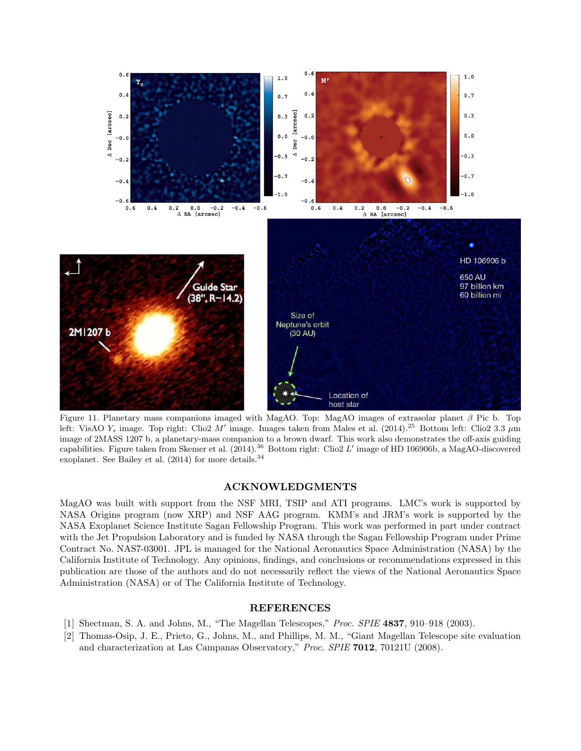Figure 11. Planetary mass companions imaged with MagAO. Top: MagAO images of extrasolar planet $\beta$ Pic b. Top left: VisAO $Y_s$ image. Top right: Clio2 $M'$ image. Images taken from Males et al. (2014).[25] Bottom left: Clio2 3.3 $\mu$m image of 2MASS 1207 b, a planetary-mass companion to a brown dwarf. This work also demonstrates the off-axis guiding capabilities. Figure taken from Skemer et al. (2014).[36] Bottom right: Clio2 $L'$ image of HD 106906b, a MagAO-discovered exoplanet. See Bailey et al. (2014) for more details.[34]

## ACKNOWLEDGMENTS

MagAO was built with support from the NSF MRI, TSIP and ATI programs. LMC's work is supported by NASA Origins program (now XRP) and NSF AAG program. KMM's and JRM's work is supported by the NASA Exoplanet Science Institute Sagan Fellowship Program. This work was performed in part under contract with the Jet Propulsion Laboratory and is funded by NASA through the Sagan Fellowship Program under Prime Contract No. NAS7-03001. JPL is managed for the National Aeronautics Space Administration (NASA) by the California Institute of Technology. Any opinions, findings, and conclusions or recommendations expressed in this publication are those of the authors and do not necessarily reflect the views of the National Aeronautics Space Administration (NASA) or of The California Institute of Technology.

## REFERENCES

[1] Shectman, S. A. and Johns, M., "The Magellan Telescopes," *Proc. SPIE* **4837**, 910–918 (2003).

[2] Thomas-Osip, J. E., Prieto, G., Johns, M., and Phillips, M. M., "Giant Magellan Telescope site evaluation and characterization at Las Campanas Observatory," *Proc. SPIE* **7012**, 70121U (2008).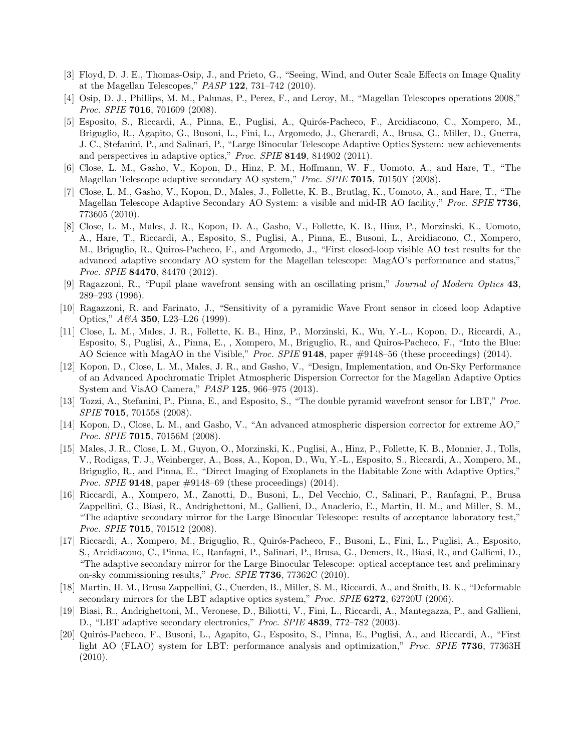[3] Floyd, D. J. E., Thomas-Osip, J., and Prieto, G., "Seeing, Wind, and Outer Scale Effects on Image Quality at the Magellan Telescopes," *PASP* **122**, 731–742 (2010).

[4] Osip, D. J., Phillips, M. M., Palunas, P., Perez, F., and Leroy, M., "Magellan Telescopes operations 2008," *Proc. SPIE* **7016**, 701609 (2008).

[5] Esposito, S., Riccardi, A., Pinna, E., Puglisi, A., Quirós-Pacheco, F., Arcidiacono, C., Xompero, M., Briguglio, R., Agapito, G., Busoni, L., Fini, L., Argomedo, J., Gherardi, A., Brusa, G., Miller, D., Guerra, J. C., Stefanini, P., and Salinari, P., "Large Binocular Telescope Adaptive Optics System: new achievements and perspectives in adaptive optics," *Proc. SPIE* **8149**, 814902 (2011).

[6] Close, L. M., Gasho, V., Kopon, D., Hinz, P. M., Hoffmann, W. F., Uomoto, A., and Hare, T., "The Magellan Telescope adaptive secondary AO system," *Proc. SPIE* **7015**, 70150Y (2008).

[7] Close, L. M., Gasho, V., Kopon, D., Males, J., Follette, K. B., Brutlag, K., Uomoto, A., and Hare, T., "The Magellan Telescope Adaptive Secondary AO System: a visible and mid-IR AO facility," *Proc. SPIE* **7736**, 773605 (2010).

[8] Close, L. M., Males, J. R., Kopon, D. A., Gasho, V., Follette, K. B., Hinz, P., Morzinski, K., Uomoto, A., Hare, T., Riccardi, A., Esposito, S., Puglisi, A., Pinna, E., Busoni, L., Arcidiacono, C., Xompero, M., Briguglio, R., Quiros-Pacheco, F., and Argomedo, J., "First closed-loop visible AO test results for the advanced adaptive secondary AO system for the Magellan telescope: MagAO's performance and status," *Proc. SPIE* **84470**, 84470 (2012).

[9] Ragazzoni, R., "Pupil plane wavefront sensing with an oscillating prism," *Journal of Modern Optics* **43**, 289–293 (1996).

[10] Ragazzoni, R. and Farinato, J., "Sensitivity of a pyramidic Wave Front sensor in closed loop Adaptive Optics," *A&A* **350**, L23–L26 (1999).

[11] Close, L. M., Males, J. R., Follette, K. B., Hinz, P., Morzinski, K., Wu, Y.-L., Kopon, D., Riccardi, A., Esposito, S., Puglisi, A., Pinna, E., , Xompero, M., Briguglio, R., and Quiros-Pacheco, F., "Into the Blue: AO Science with MagAO in the Visible," *Proc. SPIE* **9148**, paper #9148–56 (these proceedings) (2014).

[12] Kopon, D., Close, L. M., Males, J. R., and Gasho, V., "Design, Implementation, and On-Sky Performance of an Advanced Apochromatic Triplet Atmospheric Dispersion Corrector for the Magellan Adaptive Optics System and VisAO Camera," *PASP* **125**, 966–975 (2013).

[13] Tozzi, A., Stefanini, P., Pinna, E., and Esposito, S., "The double pyramid wavefront sensor for LBT," *Proc. SPIE* **7015**, 701558 (2008).

[14] Kopon, D., Close, L. M., and Gasho, V., "An advanced atmospheric dispersion corrector for extreme AO," *Proc. SPIE* **7015**, 70156M (2008).

[15] Males, J. R., Close, L. M., Guyon, O., Morzinski, K., Puglisi, A., Hinz, P., Follette, K. B., Monnier, J., Tolls, V., Rodigas, T. J., Weinberger, A., Boss, A., Kopon, D., Wu, Y.-L., Esposito, S., Riccardi, A., Xompero, M., Briguglio, R., and Pinna, E., "Direct Imaging of Exoplanets in the Habitable Zone with Adaptive Optics," *Proc. SPIE* **9148**, paper #9148–69 (these proceedings) (2014).

[16] Riccardi, A., Xompero, M., Zanotti, D., Busoni, L., Del Vecchio, C., Salinari, P., Ranfagni, P., Brusa Zappellini, G., Biasi, R., Andrighettoni, M., Gallieni, D., Anaclerio, E., Martin, H. M., and Miller, S. M., "The adaptive secondary mirror for the Large Binocular Telescope: results of acceptance laboratory test," *Proc. SPIE* **7015**, 701512 (2008).

[17] Riccardi, A., Xompero, M., Briguglio, R., Quirós-Pacheco, F., Busoni, L., Fini, L., Puglisi, A., Esposito, S., Arcidiacono, C., Pinna, E., Ranfagni, P., Salinari, P., Brusa, G., Demers, R., Biasi, R., and Gallieni, D., "The adaptive secondary mirror for the Large Binocular Telescope: optical acceptance test and preliminary on-sky commissioning results," *Proc. SPIE* **7736**, 77362C (2010).

[18] Martin, H. M., Brusa Zappellini, G., Cuerden, B., Miller, S. M., Riccardi, A., and Smith, B. K., "Deformable secondary mirrors for the LBT adaptive optics system," *Proc. SPIE* **6272**, 62720U (2006).

[19] Biasi, R., Andrighettoni, M., Veronese, D., Biliotti, V., Fini, L., Riccardi, A., Mantegazza, P., and Gallieni, D., "LBT adaptive secondary electronics," *Proc. SPIE* **4839**, 772–782 (2003).

[20] Quirós-Pacheco, F., Busoni, L., Agapito, G., Esposito, S., Pinna, E., Puglisi, A., and Riccardi, A., "First light AO (FLAO) system for LBT: performance analysis and optimization," *Proc. SPIE* **7736**, 77363H (2010).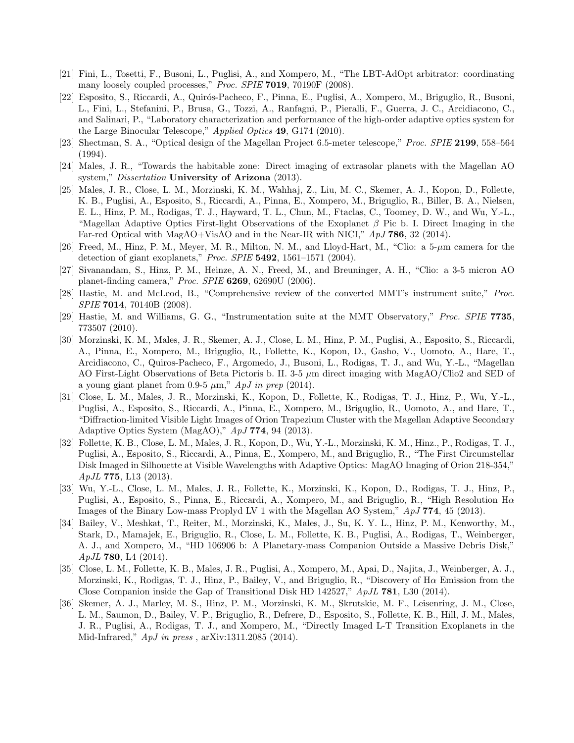[21] Fini, L., Tosetti, F., Busoni, L., Puglisi, A., and Xompero, M., "The LBT-AdOpt arbitrator: coordinating many loosely coupled processes," *Proc. SPIE* **7019**, 70190F (2008).

[22] Esposito, S., Riccardi, A., Quirós-Pacheco, F., Pinna, E., Puglisi, A., Xompero, M., Briguglio, R., Busoni, L., Fini, L., Stefanini, P., Brusa, G., Tozzi, A., Ranfagni, P., Pieralli, F., Guerra, J. C., Arcidiacono, C., and Salinari, P., "Laboratory characterization and performance of the high-order adaptive optics system for the Large Binocular Telescope," *Applied Optics* **49**, G174 (2010).

[23] Shectman, S. A., "Optical design of the Magellan Project 6.5-meter telescope," *Proc. SPIE* **2199**, 558–564 (1994).

[24] Males, J. R., "Towards the habitable zone: Direct imaging of extrasolar planets with the Magellan AO system," *Dissertation* **University of Arizona** (2013).

[25] Males, J. R., Close, L. M., Morzinski, K. M., Wahhaj, Z., Liu, M. C., Skemer, A. J., Kopon, D., Follette, K. B., Puglisi, A., Esposito, S., Riccardi, A., Pinna, E., Xompero, M., Briguglio, R., Biller, B. A., Nielsen, E. L., Hinz, P. M., Rodigas, T. J., Hayward, T. L., Chun, M., Ftaclas, C., Toomey, D. W., and Wu, Y.-L., "Magellan Adaptive Optics First-light Observations of the Exoplanet $\beta$ Pic b. I. Direct Imaging in the Far-red Optical with MagAO+VisAO and in the Near-IR with NICI," *ApJ* **786**, 32 (2014).

[26] Freed, M., Hinz, P. M., Meyer, M. R., Milton, N. M., and Lloyd-Hart, M., "Clio: a 5-$\mu$m camera for the detection of giant exoplanets," *Proc. SPIE* **5492**, 1561–1571 (2004).

[27] Sivanandam, S., Hinz, P. M., Heinze, A. N., Freed, M., and Breuninger, A. H., "Clio: a 3-5 micron AO planet-finding camera," *Proc. SPIE* **6269**, 62690U (2006).

[28] Hastie, M. and McLeod, B., "Comprehensive review of the converted MMT's instrument suite," *Proc. SPIE* **7014**, 70140B (2008).

[29] Hastie, M. and Williams, G. G., "Instrumentation suite at the MMT Observatory," *Proc. SPIE* **7735**, 773507 (2010).

[30] Morzinski, K. M., Males, J. R., Skemer, A. J., Close, L. M., Hinz, P. M., Puglisi, A., Esposito, S., Riccardi, A., Pinna, E., Xompero, M., Briguglio, R., Follette, K., Kopon, D., Gasho, V., Uomoto, A., Hare, T., Arcidiacono, C., Quiros-Pacheco, F., Argomedo, J., Busoni, L., Rodigas, T. J., and Wu, Y.-L., "Magellan AO First-Light Observations of Beta Pictoris b. II. 3-5 $\mu$m direct imaging with MagAO/Clio2 and SED of a young giant planet from 0.9-5 $\mu$m," *ApJ in prep* (2014).

[31] Close, L. M., Males, J. R., Morzinski, K., Kopon, D., Follette, K., Rodigas, T. J., Hinz, P., Wu, Y.-L., Puglisi, A., Esposito, S., Riccardi, A., Pinna, E., Xompero, M., Briguglio, R., Uomoto, A., and Hare, T., "Diffraction-limited Visible Light Images of Orion Trapezium Cluster with the Magellan Adaptive Secondary Adaptive Optics System (MagAO)," *ApJ* **774**, 94 (2013).

[32] Follette, K. B., Close, L. M., Males, J. R., Kopon, D., Wu, Y.-L., Morzinski, K. M., Hinz., P., Rodigas, T. J., Puglisi, A., Esposito, S., Riccardi, A., Pinna, E., Xompero, M., and Briguglio, R., "The First Circumstellar Disk Imaged in Silhouette at Visible Wavelengths with Adaptive Optics: MagAO Imaging of Orion 218-354," *ApJL* **775**, L13 (2013).

[33] Wu, Y.-L., Close, L. M., Males, J. R., Follette, K., Morzinski, K., Kopon, D., Rodigas, T. J., Hinz, P., Puglisi, A., Esposito, S., Pinna, E., Riccardi, A., Xompero, M., and Briguglio, R., "High Resolution H$\alpha$ Images of the Binary Low-mass Proplyd LV 1 with the Magellan AO System," *ApJ* **774**, 45 (2013).

[34] Bailey, V., Meshkat, T., Reiter, M., Morzinski, K., Males, J., Su, K. Y. L., Hinz, P. M., Kenworthy, M., Stark, D., Mamajek, E., Briguglio, R., Close, L. M., Follette, K. B., Puglisi, A., Rodigas, T., Weinberger, A. J., and Xompero, M., "HD 106906 b: A Planetary-mass Companion Outside a Massive Debris Disk," *ApJL* **780**, L4 (2014).

[35] Close, L. M., Follette, K. B., Males, J. R., Puglisi, A., Xompero, M., Apai, D., Najita, J., Weinberger, A. J., Morzinski, K., Rodigas, T. J., Hinz, P., Bailey, V., and Briguglio, R., "Discovery of H$\alpha$ Emission from the Close Companion inside the Gap of Transitional Disk HD 142527," *ApJL* **781**, L30 (2014).

[36] Skemer, A. J., Marley, M. S., Hinz, P. M., Morzinski, K. M., Skrutskie, M. F., Leisenring, J. M., Close, L. M., Saumon, D., Bailey, V. P., Briguglio, R., Defrere, D., Esposito, S., Follette, K. B., Hill, J. M., Males, J. R., Puglisi, A., Rodigas, T. J., and Xompero, M., "Directly Imaged L-T Transition Exoplanets in the Mid-Infrared," *ApJ in press* , arXiv:1311.2085 (2014).